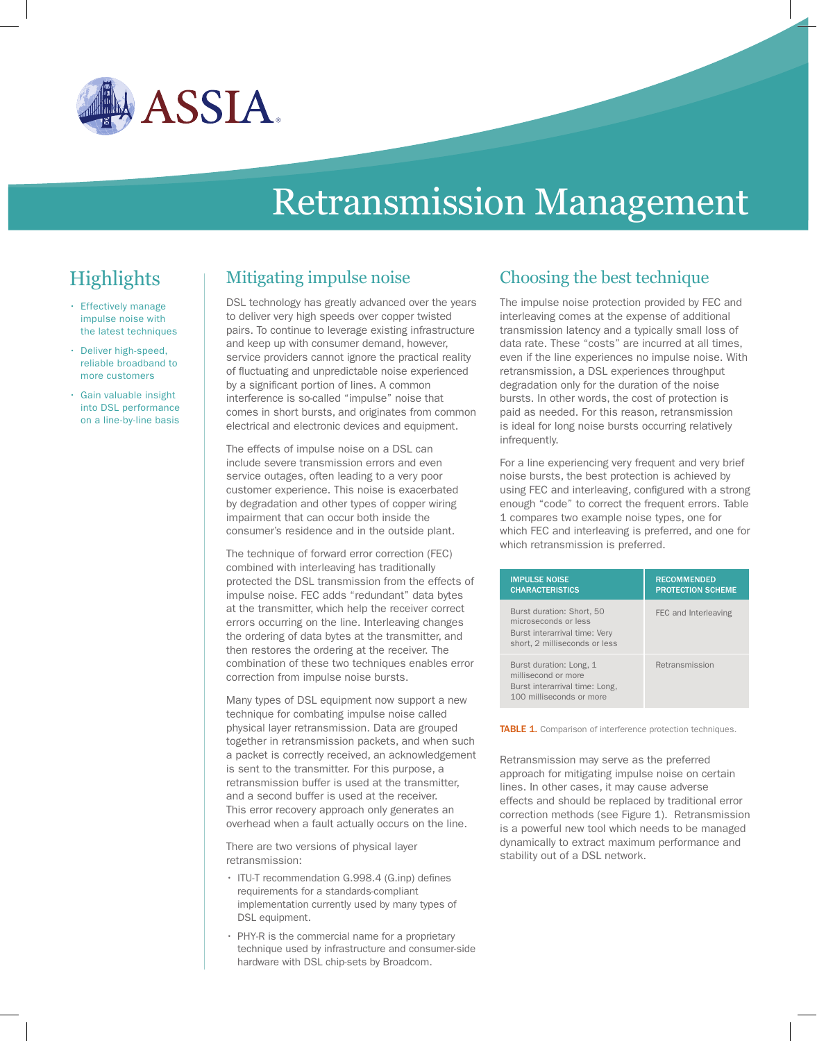ASSIA

# Retransmission Management

## Highlights

- Effectively manage impulse noise with the latest techniques
- Deliver high-speed, reliable broadband to more customers
- Gain valuable insight into DSL performance on a line-by-line basis

## Mitigating impulse noise

DSL technology has greatly advanced over the years to deliver very high speeds over copper twisted pairs. To continue to leverage existing infrastructure and keep up with consumer demand, however, service providers cannot ignore the practical reality of fluctuating and unpredictable noise experienced by a significant portion of lines. A common interference is so-called "impulse" noise that comes in short bursts, and originates from common electrical and electronic devices and equipment.

The effects of impulse noise on a DSL can include severe transmission errors and even service outages, often leading to a very poor customer experience. This noise is exacerbated by degradation and other types of copper wiring impairment that can occur both inside the consumer's residence and in the outside plant.

The technique of forward error correction (FEC) combined with interleaving has traditionally protected the DSL transmission from the effects of impulse noise. FEC adds "redundant" data bytes at the transmitter, which help the receiver correct errors occurring on the line. Interleaving changes the ordering of data bytes at the transmitter, and then restores the ordering at the receiver. The combination of these two techniques enables error correction from impulse noise bursts.

Many types of DSL equipment now support a new technique for combating impulse noise called physical layer retransmission. Data are grouped together in retransmission packets, and when such a packet is correctly received, an acknowledgement is sent to the transmitter. For this purpose, a retransmission buffer is used at the transmitter, and a second buffer is used at the receiver. This error recovery approach only generates an overhead when a fault actually occurs on the line.

There are two versions of physical layer retransmission:

- ITU-T recommendation G.998.4 (G.inp) defines requirements for a standards-compliant implementation currently used by many types of DSL equipment.
- PHY-R is the commercial name for a proprietary technique used by infrastructure and consumer-side hardware with DSL chip-sets by Broadcom.

## Choosing the best technique

The impulse noise protection provided by FEC and interleaving comes at the expense of additional transmission latency and a typically small loss of data rate. These "costs" are incurred at all times, even if the line experiences no impulse noise. With retransmission, a DSL experiences throughput degradation only for the duration of the noise bursts. In other words, the cost of protection is paid as needed. For this reason, retransmission is ideal for long noise bursts occurring relatively infrequently.

For a line experiencing very frequent and very brief noise bursts, the best protection is achieved by using FEC and interleaving, configured with a strong enough "code" to correct the frequent errors. Table 1 compares two example noise types, one for which FEC and interleaving is preferred, and one for which retransmission is preferred.

| IMPULSE NOISE CHARACTERISTICS | RECOMMENDED PROTECTION SCHEME |
|---|---|
| Burst duration: Short, 50 microseconds or less<br>Burst interarrival time: Very short, 2 milliseconds or less | FEC and Interleaving |
| Burst duration: Long, 1 millisecond or more<br>Burst interarrival time: Long, 100 milliseconds or more | Retransmission |

**TABLE 1.** Comparison of interference protection techniques.

Retransmission may serve as the preferred approach for mitigating impulse noise on certain lines. In other cases, it may cause adverse effects and should be replaced by traditional error correction methods (see Figure 1). Retransmission is a powerful new tool which needs to be managed dynamically to extract maximum performance and stability out of a DSL network.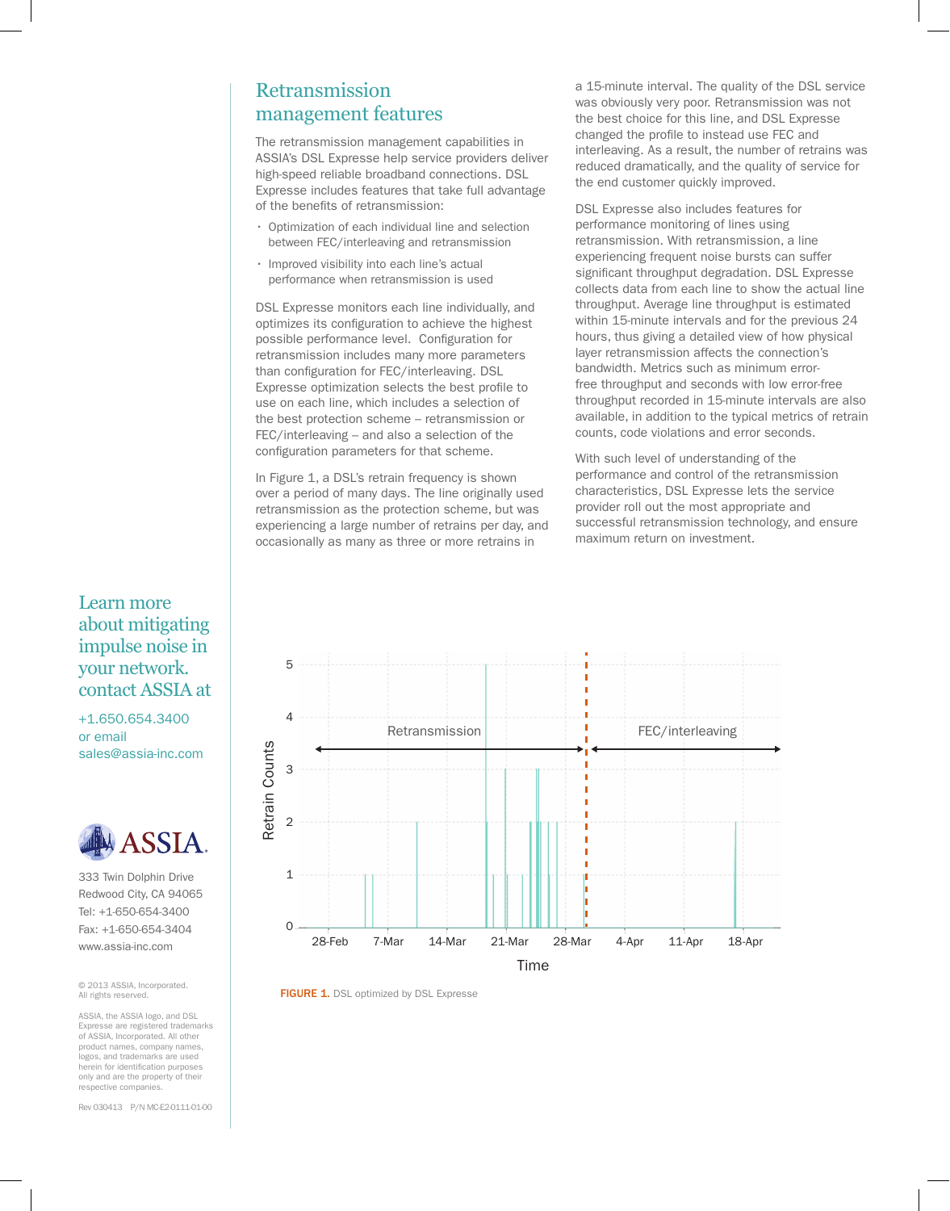## Retransmission management features

The retransmission management capabilities in ASSIA's DSL Expresse help service providers deliver high-speed reliable broadband connections. DSL Expresse includes features that take full advantage of the benefits of retransmission:

- Optimization of each individual line and selection between FEC/interleaving and retransmission
- Improved visibility into each line's actual performance when retransmission is used

DSL Expresse monitors each line individually, and optimizes its configuration to achieve the highest possible performance level. Configuration for retransmission includes many more parameters than configuration for FEC/interleaving. DSL Expresse optimization selects the best profile to use on each line, which includes a selection of the best protection scheme – retransmission or FEC/interleaving – and also a selection of the configuration parameters for that scheme.

In Figure 1, a DSL's retrain frequency is shown over a period of many days. The line originally used retransmission as the protection scheme, but was experiencing a large number of retrains per day, and occasionally as many as three or more retrains in a 15-minute interval. The quality of the DSL service was obviously very poor. Retransmission was not the best choice for this line, and DSL Expresse changed the profile to instead use FEC and interleaving. As a result, the number of retrains was reduced dramatically, and the quality of service for the end customer quickly improved.

DSL Expresse also includes features for performance monitoring of lines using retransmission. With retransmission, a line experiencing frequent noise bursts can suffer significant throughput degradation. DSL Expresse collects data from each line to show the actual line throughput. Average line throughput is estimated within 15-minute intervals and for the previous 24 hours, thus giving a detailed view of how physical layer retransmission affects the connection's bandwidth. Metrics such as minimum error-free throughput and seconds with low error-free throughput recorded in 15-minute intervals are also available, in addition to the typical metrics of retrain counts, code violations and error seconds.

With such level of understanding of the performance and control of the retransmission characteristics, DSL Expresse lets the service provider roll out the most appropriate and successful retransmission technology, and ensure maximum return on investment.

Retransmission
FEC/interleaving
Retrain Counts
0
1
2
3
4
5
28-Feb
7-Mar
14-Mar
21-Mar
28-Mar
4-Apr
11-Apr
18-Apr
Time

**FIGURE 1.** DSL optimized by DSL Expresse

### Learn more about mitigating impulse noise in your network. contact ASSIA at

+1.650.654.3400
or email
sales@assia-inc.com

ASSIA.

333 Twin Dolphin Drive
Redwood City, CA 94065
Tel: +1-650-654-3400
Fax: +1-650-654-3404
www.assia-inc.com

© 2013 ASSIA, Incorporated.
All rights reserved.

ASSIA, the ASSIA logo, and DSL Expresse are registered trademarks of ASSIA, Incorporated. All other product names, company names, logos, and trademarks are used herein for identification purposes only and are the property of their respective companies.

Rev 030413 P/N MC-E2-0111-01-00